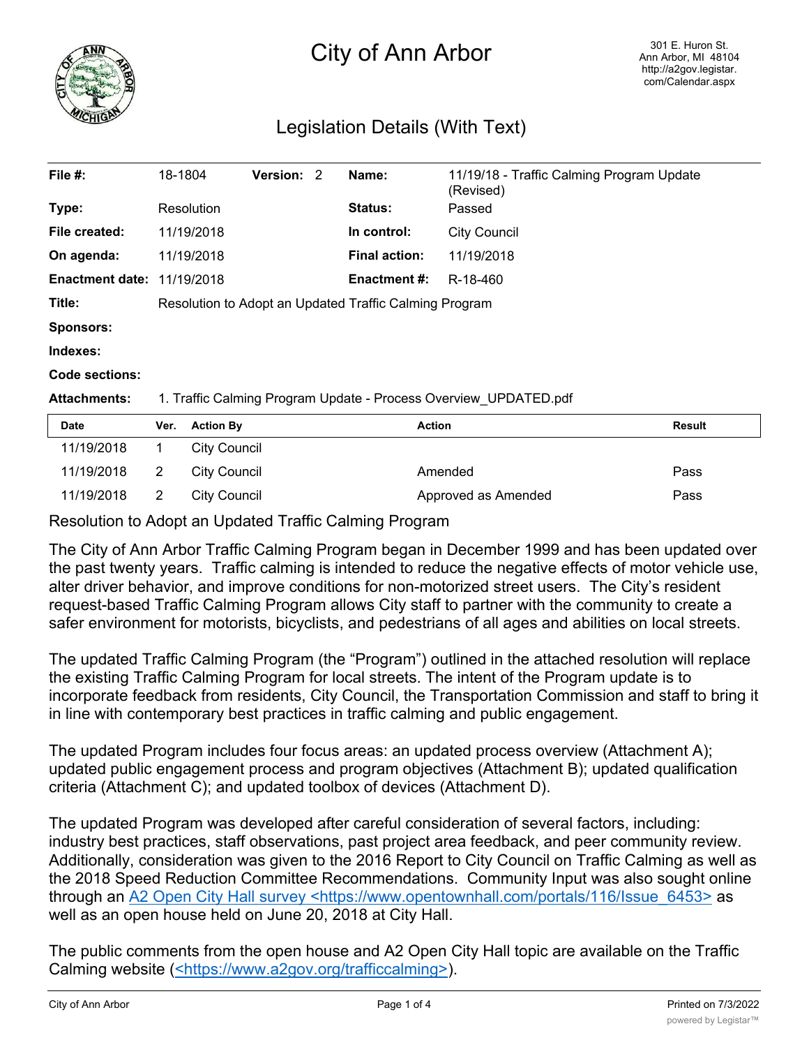# City of Ann Arbor

301 E. Huron St.
Ann Arbor, MI 48104
http://a2gov.legistar.com/Calendar.aspx

## Legislation Details (With Text)

| | | | | | |
|---|---|---|---|---|---|
| **File #:** | 18-1804 | **Version:** | 2 | **Name:** | 11/19/18 - Traffic Calming Program Update (Revised) |
| **Type:** | Resolution | | | **Status:** | Passed |
| **File created:** | 11/19/2018 | | | **In control:** | City Council |
| **On agenda:** | 11/19/2018 | | | **Final action:** | 11/19/2018 |
| **Enactment date:** | 11/19/2018 | | | **Enactment #:** | R-18-460 |

**Title:** Resolution to Adopt an Updated Traffic Calming Program

**Sponsors:**

**Indexes:**

**Code sections:**

**Attachments:** 1. Traffic Calming Program Update - Process Overview_UPDATED.pdf

| Date | Ver. | Action By | Action | Result |
|---|---|---|---|---|
| 11/19/2018 | 1 | City Council | | |
| 11/19/2018 | 2 | City Council | Amended | Pass |
| 11/19/2018 | 2 | City Council | Approved as Amended | Pass |

Resolution to Adopt an Updated Traffic Calming Program

The City of Ann Arbor Traffic Calming Program began in December 1999 and has been updated over the past twenty years. Traffic calming is intended to reduce the negative effects of motor vehicle use, alter driver behavior, and improve conditions for non-motorized street users. The City's resident request-based Traffic Calming Program allows City staff to partner with the community to create a safer environment for motorists, bicyclists, and pedestrians of all ages and abilities on local streets.

The updated Traffic Calming Program (the "Program") outlined in the attached resolution will replace the existing Traffic Calming Program for local streets. The intent of the Program update is to incorporate feedback from residents, City Council, the Transportation Commission and staff to bring it in line with contemporary best practices in traffic calming and public engagement.

The updated Program includes four focus areas: an updated process overview (Attachment A); updated public engagement process and program objectives (Attachment B); updated qualification criteria (Attachment C); and updated toolbox of devices (Attachment D).

The updated Program was developed after careful consideration of several factors, including: industry best practices, staff observations, past project area feedback, and peer community review. Additionally, consideration was given to the 2016 Report to City Council on Traffic Calming as well as the 2018 Speed Reduction Committee Recommendations. Community Input was also sought online through an A2 Open City Hall survey <https://www.opentownhall.com/portals/116/Issue_6453> as well as an open house held on June 20, 2018 at City Hall.

The public comments from the open house and A2 Open City Hall topic are available on the Traffic Calming website (<https://www.a2gov.org/trafficcalming>).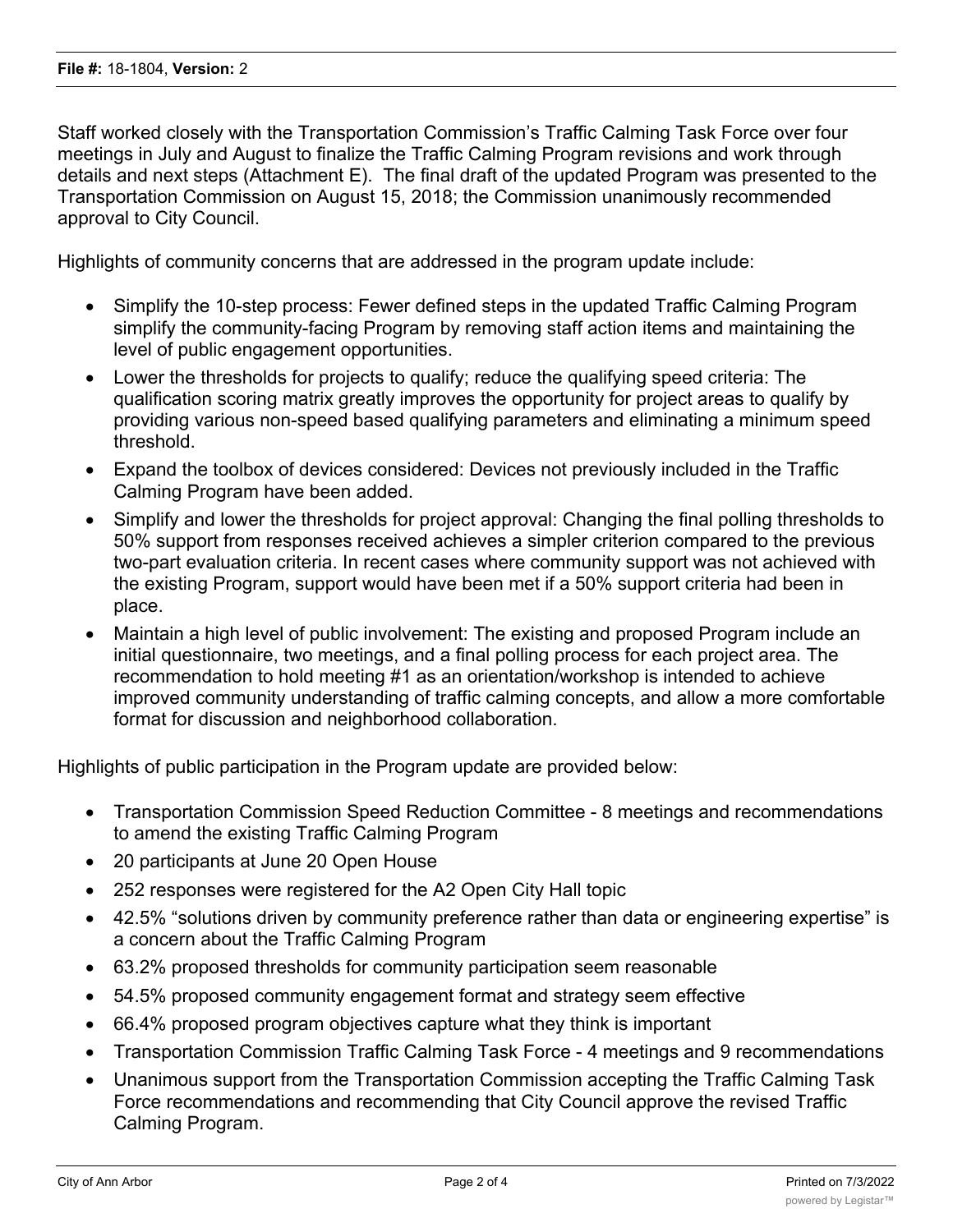Staff worked closely with the Transportation Commission's Traffic Calming Task Force over four meetings in July and August to finalize the Traffic Calming Program revisions and work through details and next steps (Attachment E). The final draft of the updated Program was presented to the Transportation Commission on August 15, 2018; the Commission unanimously recommended approval to City Council.

Highlights of community concerns that are addressed in the program update include:

- Simplify the 10-step process: Fewer defined steps in the updated Traffic Calming Program simplify the community-facing Program by removing staff action items and maintaining the level of public engagement opportunities.
- Lower the thresholds for projects to qualify; reduce the qualifying speed criteria: The qualification scoring matrix greatly improves the opportunity for project areas to qualify by providing various non-speed based qualifying parameters and eliminating a minimum speed threshold.
- Expand the toolbox of devices considered: Devices not previously included in the Traffic Calming Program have been added.
- Simplify and lower the thresholds for project approval: Changing the final polling thresholds to 50% support from responses received achieves a simpler criterion compared to the previous two-part evaluation criteria. In recent cases where community support was not achieved with the existing Program, support would have been met if a 50% support criteria had been in place.
- Maintain a high level of public involvement: The existing and proposed Program include an initial questionnaire, two meetings, and a final polling process for each project area. The recommendation to hold meeting #1 as an orientation/workshop is intended to achieve improved community understanding of traffic calming concepts, and allow a more comfortable format for discussion and neighborhood collaboration.

Highlights of public participation in the Program update are provided below:

- Transportation Commission Speed Reduction Committee - 8 meetings and recommendations to amend the existing Traffic Calming Program
- 20 participants at June 20 Open House
- 252 responses were registered for the A2 Open City Hall topic
- 42.5% "solutions driven by community preference rather than data or engineering expertise" is a concern about the Traffic Calming Program
- 63.2% proposed thresholds for community participation seem reasonable
- 54.5% proposed community engagement format and strategy seem effective
- 66.4% proposed program objectives capture what they think is important
- Transportation Commission Traffic Calming Task Force - 4 meetings and 9 recommendations
- Unanimous support from the Transportation Commission accepting the Traffic Calming Task Force recommendations and recommending that City Council approve the revised Traffic Calming Program.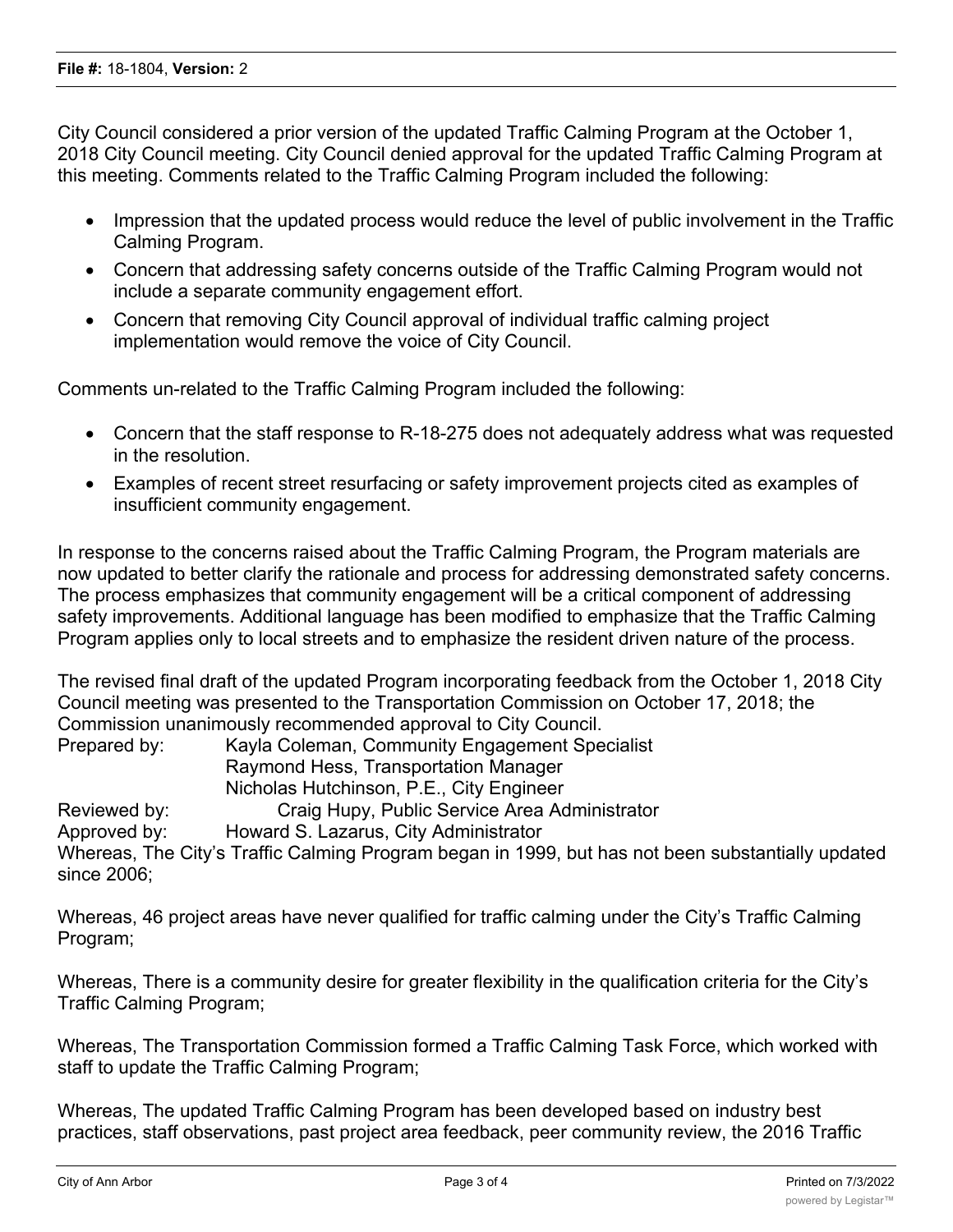City Council considered a prior version of the updated Traffic Calming Program at the October 1, 2018 City Council meeting. City Council denied approval for the updated Traffic Calming Program at this meeting. Comments related to the Traffic Calming Program included the following:

- Impression that the updated process would reduce the level of public involvement in the Traffic Calming Program.
- Concern that addressing safety concerns outside of the Traffic Calming Program would not include a separate community engagement effort.
- Concern that removing City Council approval of individual traffic calming project implementation would remove the voice of City Council.

Comments un-related to the Traffic Calming Program included the following:

- Concern that the staff response to R-18-275 does not adequately address what was requested in the resolution.
- Examples of recent street resurfacing or safety improvement projects cited as examples of insufficient community engagement.

In response to the concerns raised about the Traffic Calming Program, the Program materials are now updated to better clarify the rationale and process for addressing demonstrated safety concerns. The process emphasizes that community engagement will be a critical component of addressing safety improvements. Additional language has been modified to emphasize that the Traffic Calming Program applies only to local streets and to emphasize the resident driven nature of the process.

The revised final draft of the updated Program incorporating feedback from the October 1, 2018 City Council meeting was presented to the Transportation Commission on October 17, 2018; the Commission unanimously recommended approval to City Council.

Prepared by: Kayla Coleman, Community Engagement Specialist
Raymond Hess, Transportation Manager
Nicholas Hutchinson, P.E., City Engineer

Reviewed by: Craig Hupy, Public Service Area Administrator

Approved by: Howard S. Lazarus, City Administrator

Whereas, The City's Traffic Calming Program began in 1999, but has not been substantially updated since 2006;

Whereas, 46 project areas have never qualified for traffic calming under the City's Traffic Calming Program;

Whereas, There is a community desire for greater flexibility in the qualification criteria for the City's Traffic Calming Program;

Whereas, The Transportation Commission formed a Traffic Calming Task Force, which worked with staff to update the Traffic Calming Program;

Whereas, The updated Traffic Calming Program has been developed based on industry best practices, staff observations, past project area feedback, peer community review, the 2016 Traffic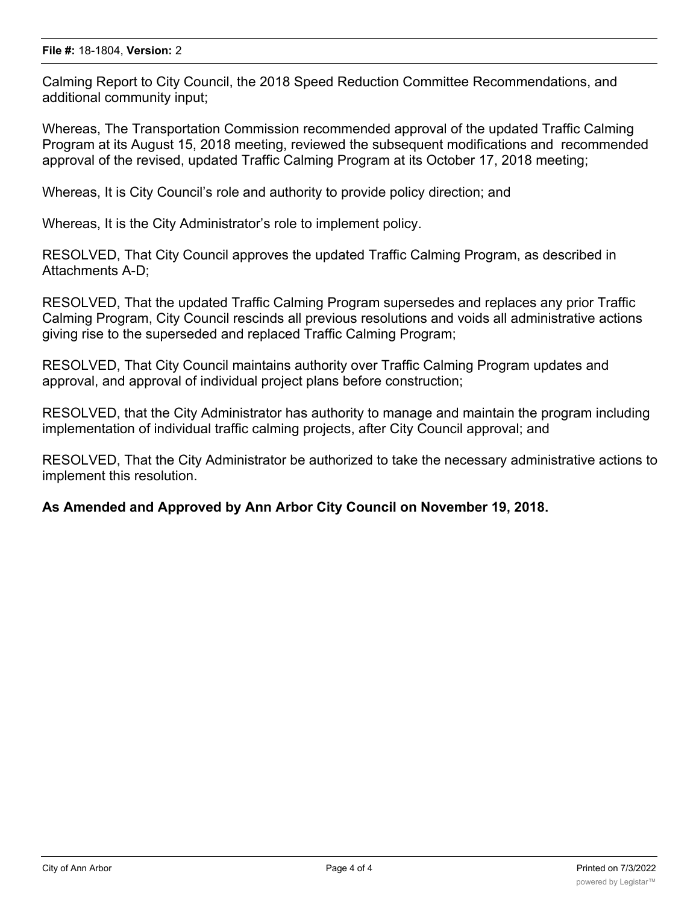Calming Report to City Council, the 2018 Speed Reduction Committee Recommendations, and additional community input;

Whereas, The Transportation Commission recommended approval of the updated Traffic Calming Program at its August 15, 2018 meeting, reviewed the subsequent modifications and recommended approval of the revised, updated Traffic Calming Program at its October 17, 2018 meeting;

Whereas, It is City Council's role and authority to provide policy direction; and

Whereas, It is the City Administrator's role to implement policy.

RESOLVED, That City Council approves the updated Traffic Calming Program, as described in Attachments A-D;

RESOLVED, That the updated Traffic Calming Program supersedes and replaces any prior Traffic Calming Program, City Council rescinds all previous resolutions and voids all administrative actions giving rise to the superseded and replaced Traffic Calming Program;

RESOLVED, That City Council maintains authority over Traffic Calming Program updates and approval, and approval of individual project plans before construction;

RESOLVED, that the City Administrator has authority to manage and maintain the program including implementation of individual traffic calming projects, after City Council approval; and

RESOLVED, That the City Administrator be authorized to take the necessary administrative actions to implement this resolution.

**As Amended and Approved by Ann Arbor City Council on November 19, 2018.**